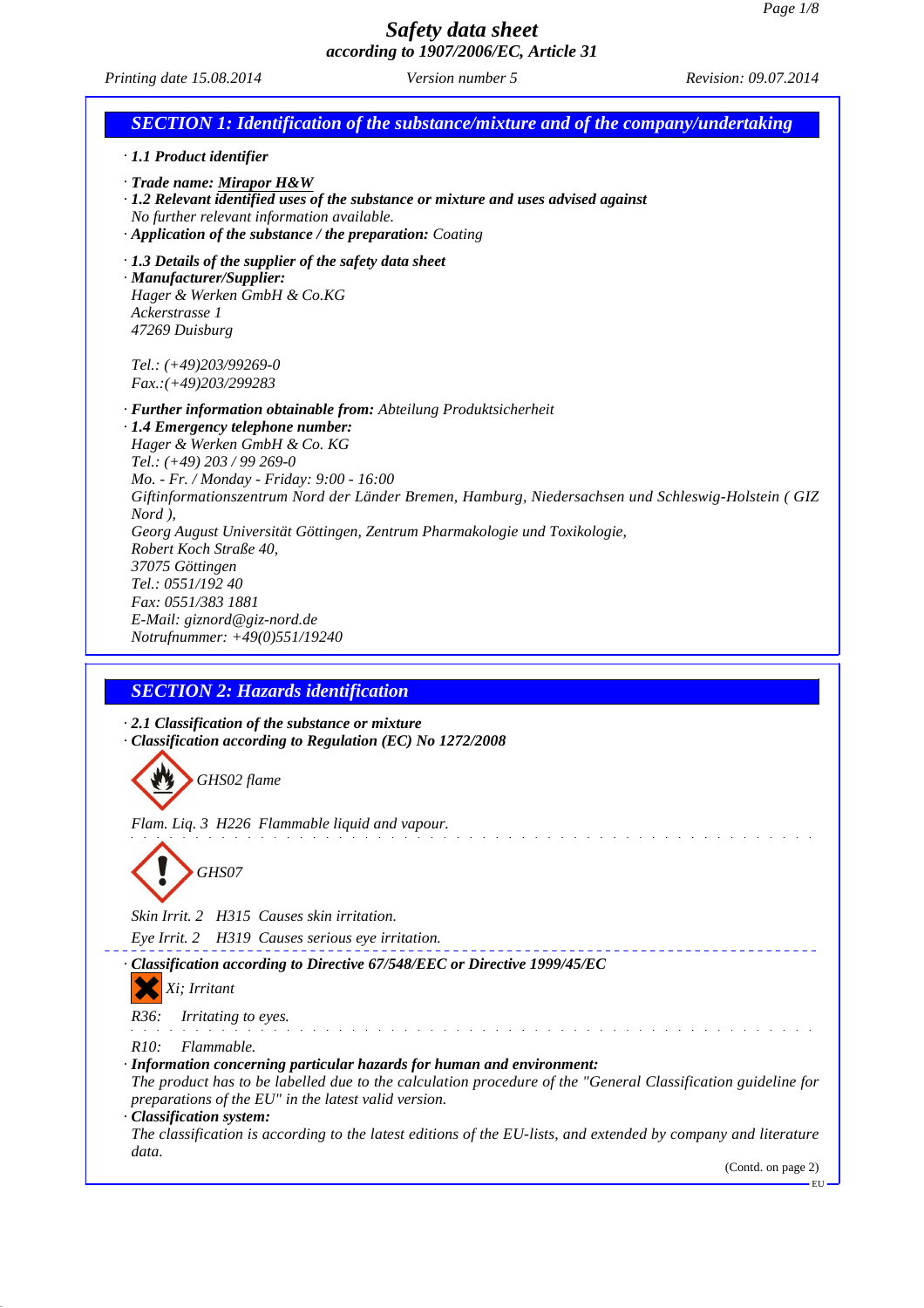# Safety data sheet
**according to 1907/2006/EC, Article 31**

*Printing date 15.08.2014* *Version number 5* *Revision: 09.07.2014*

## SECTION 1: Identification of the substance/mixture and of the company/undertaking

· **1.1 Product identifier**

· **Trade name: Mirapor H&W**
· **1.2 Relevant identified uses of the substance or mixture and uses advised against**
No further relevant information available.
· **Application of the substance / the preparation:** Coating

· **1.3 Details of the supplier of the safety data sheet**
· **Manufacturer/Supplier:**
Hager & Werken GmbH & Co.KG
Ackerstrasse 1
47269 Duisburg

Tel.: (+49)203/99269-0
Fax.:(+49)203/299283

· **Further information obtainable from:** Abteilung Produktsicherheit
· **1.4 Emergency telephone number:**
Hager & Werken GmbH & Co. KG
Tel.: (+49) 203 / 99 269-0
Mo. - Fr. / Monday - Friday: 9:00 - 16:00
Giftinformationszentrum Nord der Länder Bremen, Hamburg, Niedersachsen und Schleswig-Holstein ( GIZ Nord ),
Georg August Universität Göttingen, Zentrum Pharmakologie und Toxikologie,
Robert Koch Straße 40,
37075 Göttingen
Tel.: 0551/192 40
Fax: 0551/383 1881
E-Mail: giznord@giz-nord.de
Notrufnummer: +49(0)551/19240

## SECTION 2: Hazards identification

· **2.1 Classification of the substance or mixture**
· **Classification according to Regulation (EC) No 1272/2008**

GHS02 flame

Flam. Liq. 3 H226 Flammable liquid and vapour.

GHS07

Skin Irrit. 2 H315 Causes skin irritation.

Eye Irrit. 2 H319 Causes serious eye irritation.

· **Classification according to Directive 67/548/EEC or Directive 1999/45/EC**

Xi; Irritant

R36: Irritating to eyes.

R10: Flammable.

· **Information concerning particular hazards for human and environment:**
The product has to be labelled due to the calculation procedure of the "General Classification guideline for preparations of the EU" in the latest valid version.
· **Classification system:**
The classification is according to the latest editions of the EU-lists, and extended by company and literature data.

(Contd. on page 2)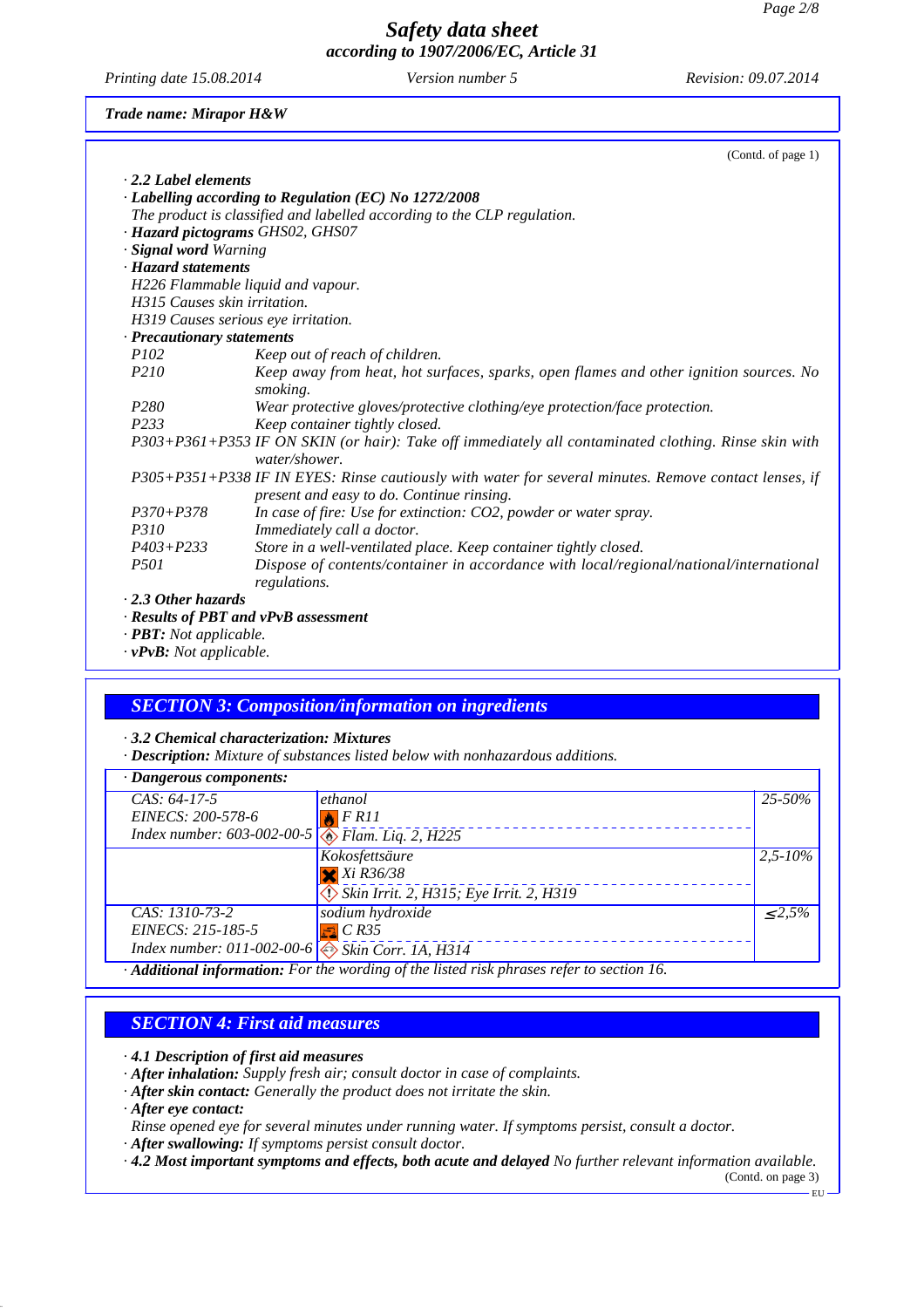Trade name: Mirapor H&W

(Contd. of page 1)

· **2.2 Label elements**

· **Labelling according to Regulation (EC) No 1272/2008**

The product is classified and labelled according to the CLP regulation.

· **Hazard pictograms** GHS02, GHS07

· **Signal word** Warning

· **Hazard statements**

H226 Flammable liquid and vapour.

H315 Causes skin irritation.

H319 Causes serious eye irritation.

· **Precautionary statements**

| | |
|---|---|
| P102 | Keep out of reach of children. |
| P210 | Keep away from heat, hot surfaces, sparks, open flames and other ignition sources. No smoking. |
| P280 | Wear protective gloves/protective clothing/eye protection/face protection. |
| P233 | Keep container tightly closed. |
| P303+P361+P353 | IF ON SKIN (or hair): Take off immediately all contaminated clothing. Rinse skin with water/shower. |
| P305+P351+P338 | IF IN EYES: Rinse cautiously with water for several minutes. Remove contact lenses, if present and easy to do. Continue rinsing. |
| P370+P378 | In case of fire: Use for extinction: CO2, powder or water spray. |
| P310 | Immediately call a doctor. |
| P403+P233 | Store in a well-ventilated place. Keep container tightly closed. |
| P501 | Dispose of contents/container in accordance with local/regional/national/international regulations. |

· **2.3 Other hazards**

· **Results of PBT and vPvB assessment**

· **PBT:** Not applicable.

· **vPvB:** Not applicable.

## SECTION 3: Composition/information on ingredients

· **3.2 Chemical characterization: Mixtures**

· **Description:** Mixture of substances listed below with nonhazardous additions.

· **Dangerous components:**

| | | |
|---|---|---|
| CAS: 64-17-5<br>EINECS: 200-578-6<br>Index number: 603-002-00-5 | ethanol<br>F R11<br>Flam. Liq. 2, H225 | 25-50% |
| | Kokosfettsäure<br>Xi R36/38<br>Skin Irrit. 2, H315; Eye Irrit. 2, H319 | 2,5-10% |
| CAS: 1310-73-2<br>EINECS: 215-185-5<br>Index number: 011-002-00-6 | sodium hydroxide<br>C R35<br>Skin Corr. 1A, H314 | ≤2,5% |

· **Additional information:** For the wording of the listed risk phrases refer to section 16.

## SECTION 4: First aid measures

· **4.1 Description of first aid measures**

· **After inhalation:** Supply fresh air; consult doctor in case of complaints.

· **After skin contact:** Generally the product does not irritate the skin.

· **After eye contact:**

Rinse opened eye for several minutes under running water. If symptoms persist, consult a doctor.

· **After swallowing:** If symptoms persist consult doctor.

· **4.2 Most important symptoms and effects, both acute and delayed** No further relevant information available.

(Contd. on page 3)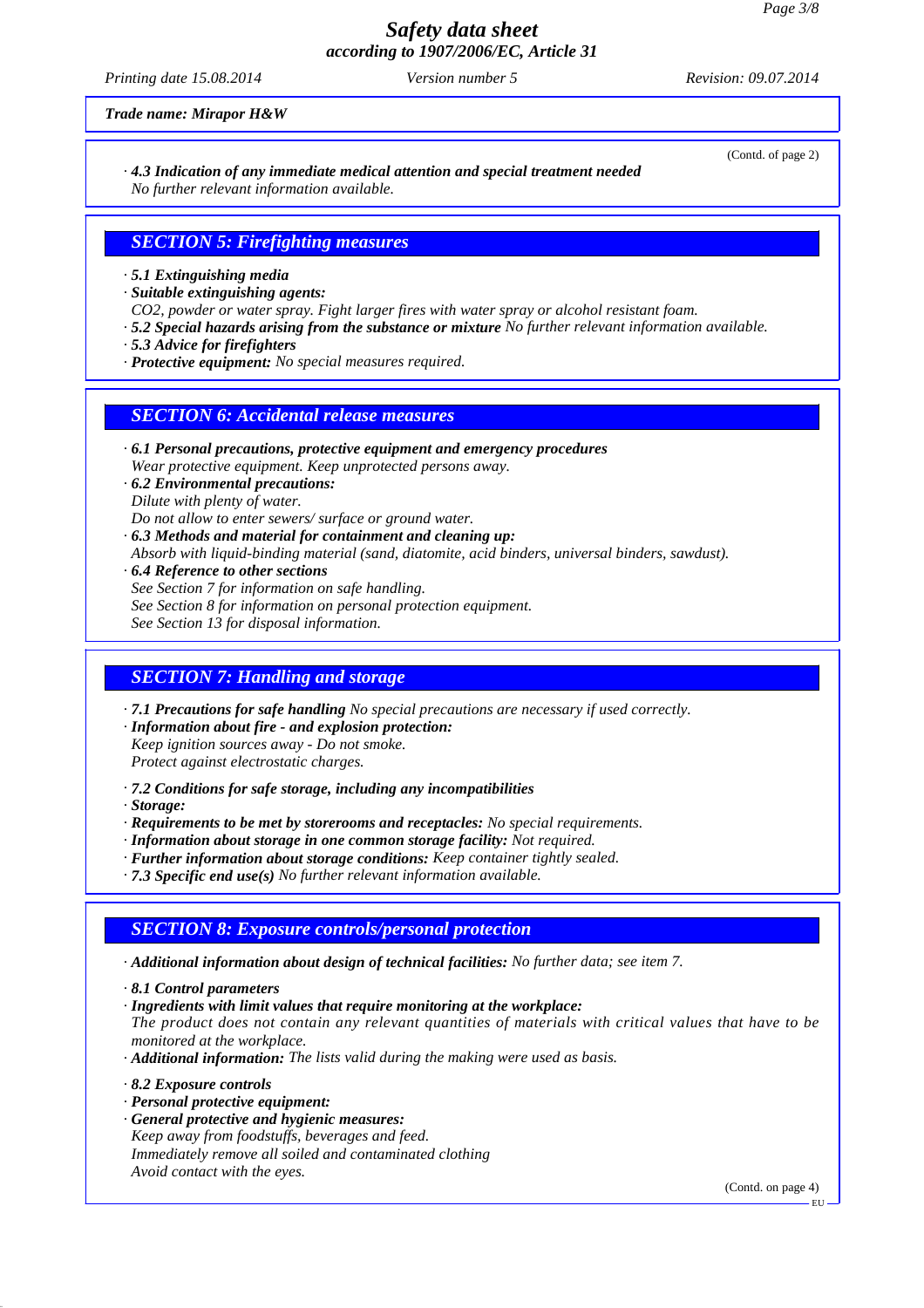Trade name: Mirapor H&W

(Contd. of page 2)

· **4.3 Indication of any immediate medical attention and special treatment needed**
No further relevant information available.

## SECTION 5: Firefighting measures

· **5.1 Extinguishing media**
· **Suitable extinguishing agents:**
$CO_2$, powder or water spray. Fight larger fires with water spray or alcohol resistant foam.
· **5.2 Special hazards arising from the substance or mixture** No further relevant information available.
· **5.3 Advice for firefighters**
· **Protective equipment:** No special measures required.

## SECTION 6: Accidental release measures

· **6.1 Personal precautions, protective equipment and emergency procedures**
Wear protective equipment. Keep unprotected persons away.
· **6.2 Environmental precautions:**
Dilute with plenty of water.
Do not allow to enter sewers/ surface or ground water.
· **6.3 Methods and material for containment and cleaning up:**
Absorb with liquid-binding material (sand, diatomite, acid binders, universal binders, sawdust).
· **6.4 Reference to other sections**
See Section 7 for information on safe handling.
See Section 8 for information on personal protection equipment.
See Section 13 for disposal information.

## SECTION 7: Handling and storage

· **7.1 Precautions for safe handling** No special precautions are necessary if used correctly.
· **Information about fire - and explosion protection:**
Keep ignition sources away - Do not smoke.
Protect against electrostatic charges.

· **7.2 Conditions for safe storage, including any incompatibilities**
· **Storage:**
· **Requirements to be met by storerooms and receptacles:** No special requirements.
· **Information about storage in one common storage facility:** Not required.
· **Further information about storage conditions:** Keep container tightly sealed.
· **7.3 Specific end use(s)** No further relevant information available.

## SECTION 8: Exposure controls/personal protection

· **Additional information about design of technical facilities:** No further data; see item 7.

· **8.1 Control parameters**
· **Ingredients with limit values that require monitoring at the workplace:**
The product does not contain any relevant quantities of materials with critical values that have to be monitored at the workplace.
· **Additional information:** The lists valid during the making were used as basis.

· **8.2 Exposure controls**
· **Personal protective equipment:**
· **General protective and hygienic measures:**
Keep away from foodstuffs, beverages and feed.
Immediately remove all soiled and contaminated clothing
Avoid contact with the eyes.

(Contd. on page 4)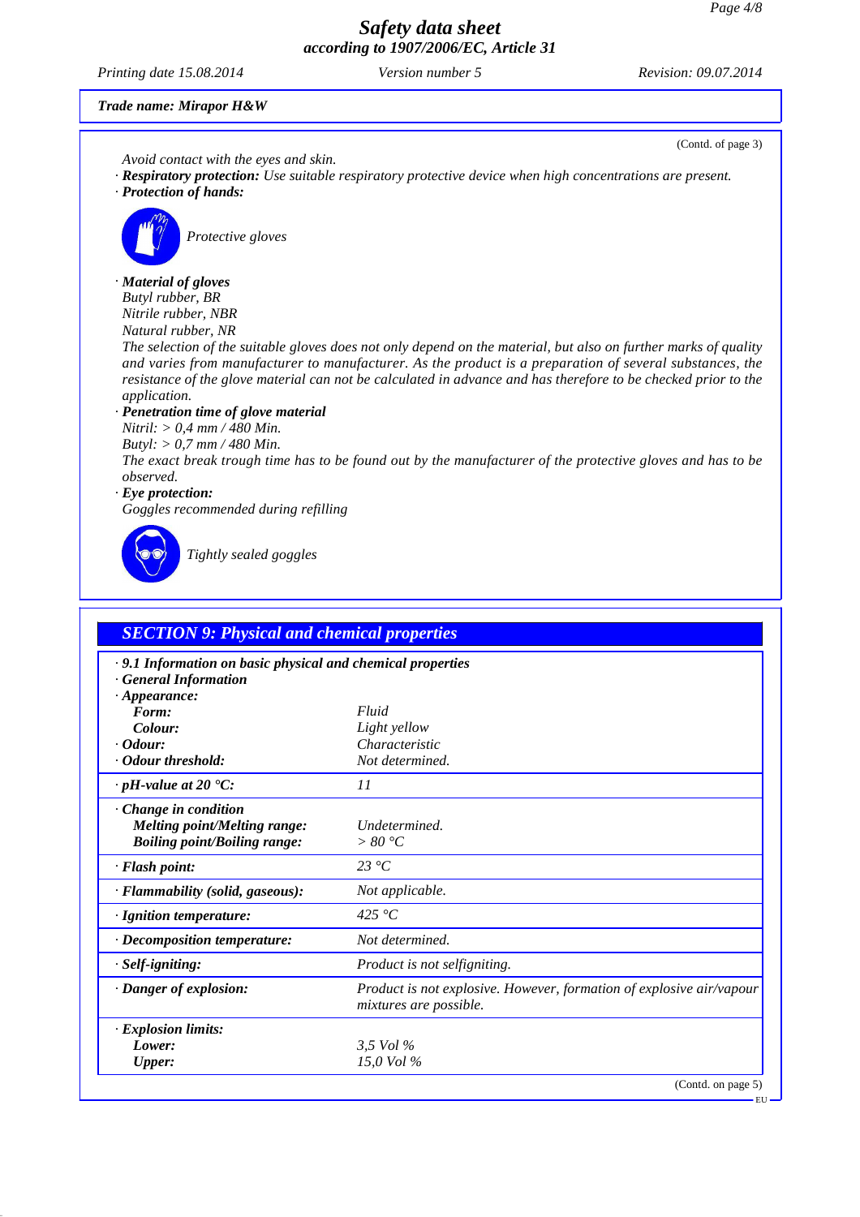**Trade name: Mirapor H&W**

(Contd. of page 3)

Avoid contact with the eyes and skin.

· **Respiratory protection:** Use suitable respiratory protective device when high concentrations are present.

· **Protection of hands:**

Protective gloves

· **Material of gloves**

Butyl rubber, BR
Nitrile rubber, NBR
Natural rubber, NR

The selection of the suitable gloves does not only depend on the material, but also on further marks of quality and varies from manufacturer to manufacturer. As the product is a preparation of several substances, the resistance of the glove material can not be calculated in advance and has therefore to be checked prior to the application.

· **Penetration time of glove material**

Nitril: > 0,4 mm / 480 Min.
Butyl: > 0,7 mm / 480 Min.

The exact break trough time has to be found out by the manufacturer of the protective gloves and has to be observed.

· **Eye protection:**

Goggles recommended during refilling

Tightly sealed goggles

## SECTION 9: Physical and chemical properties

| · 9.1 Information on basic physical and chemical properties | |
|---|---|
| · General Information | |
| · Appearance: | |
| Form: | Fluid |
| Colour: | Light yellow |
| · Odour: | Characteristic |
| · Odour threshold: | Not determined. |
| · pH-value at 20 °C: | 11 |
| · Change in condition | |
| Melting point/Melting range: | Undetermined. |
| Boiling point/Boiling range: | > 80 °C |
| · Flash point: | 23 °C |
| · Flammability (solid, gaseous): | Not applicable. |
| · Ignition temperature: | 425 °C |
| · Decomposition temperature: | Not determined. |
| · Self-igniting: | Product is not selfigniting. |
| · Danger of explosion: | Product is not explosive. However, formation of explosive air/vapour mixtures are possible. |
| · Explosion limits: | |
| Lower: | 3,5 Vol % |
| Upper: | 15,0 Vol % |

(Contd. on page 5)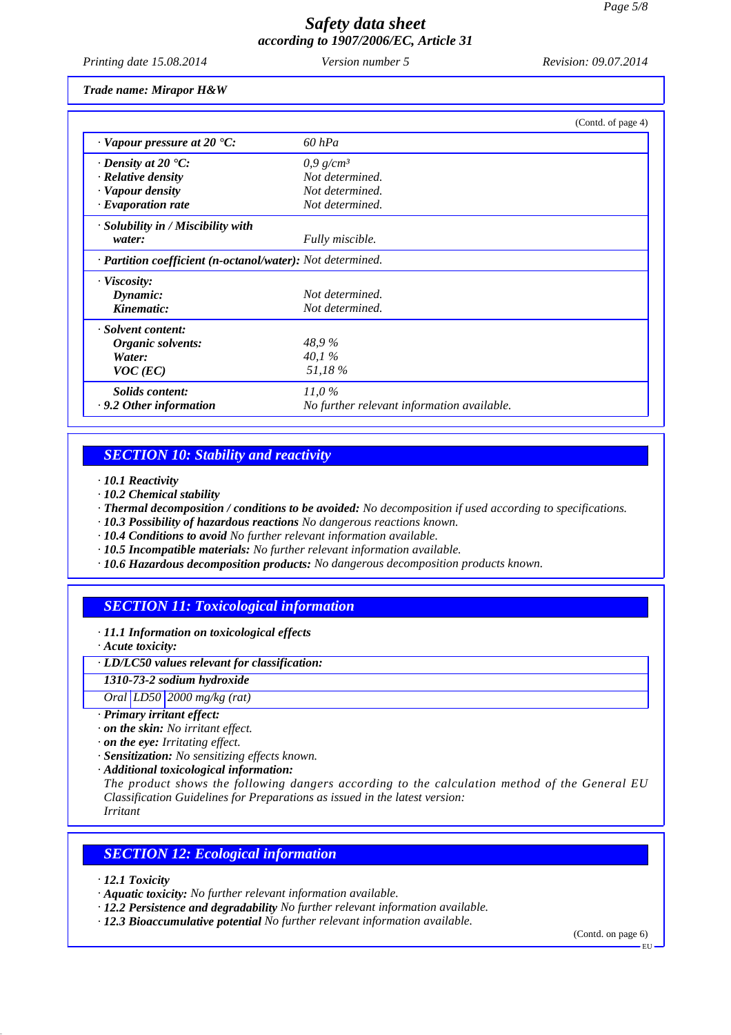**Trade name: Mirapor H&W**

(Contd. of page 4)

| | |
|---|---|
| · **Vapour pressure at 20 °C:** | 60 hPa |
| · **Density at 20 °C:** | 0,9 g/cm³ |
| · **Relative density** | Not determined. |
| · **Vapour density** | Not determined. |
| · **Evaporation rate** | Not determined. |
| · **Solubility in / Miscibility with water:** | Fully miscible. |
| · **Partition coefficient (n-octanol/water):** | Not determined. |
| · **Viscosity:** | |
| **Dynamic:** | Not determined. |
| **Kinematic:** | Not determined. |
| · **Solvent content:** | |
| **Organic solvents:** | 48,9 % |
| **Water:** | 40,1 % |
| **VOC (EC)** | 51,18 % |
| **Solids content:** | 11,0 % |
| · **9.2 Other information** | No further relevant information available. |

## SECTION 10: Stability and reactivity

· **10.1 Reactivity**
· **10.2 Chemical stability**
· **Thermal decomposition / conditions to be avoided:** No decomposition if used according to specifications.
· **10.3 Possibility of hazardous reactions** No dangerous reactions known.
· **10.4 Conditions to avoid** No further relevant information available.
· **10.5 Incompatible materials:** No further relevant information available.
· **10.6 Hazardous decomposition products:** No dangerous decomposition products known.

## SECTION 11: Toxicological information

· **11.1 Information on toxicological effects**
· **Acute toxicity:**

| · **LD/LC50 values relevant for classification:** | | |
|---|---|---|
| **1310-73-2 sodium hydroxide** | | |
| Oral | LD50 | 2000 mg/kg (rat) |

· **Primary irritant effect:**
· **on the skin:** No irritant effect.
· **on the eye:** Irritating effect.
· **Sensitization:** No sensitizing effects known.
· **Additional toxicological information:**
The product shows the following dangers according to the calculation method of the General EU Classification Guidelines for Preparations as issued in the latest version:
Irritant

## SECTION 12: Ecological information

· **12.1 Toxicity**
· **Aquatic toxicity:** No further relevant information available.
· **12.2 Persistence and degradability** No further relevant information available.
· **12.3 Bioaccumulative potential** No further relevant information available.

(Contd. on page 6)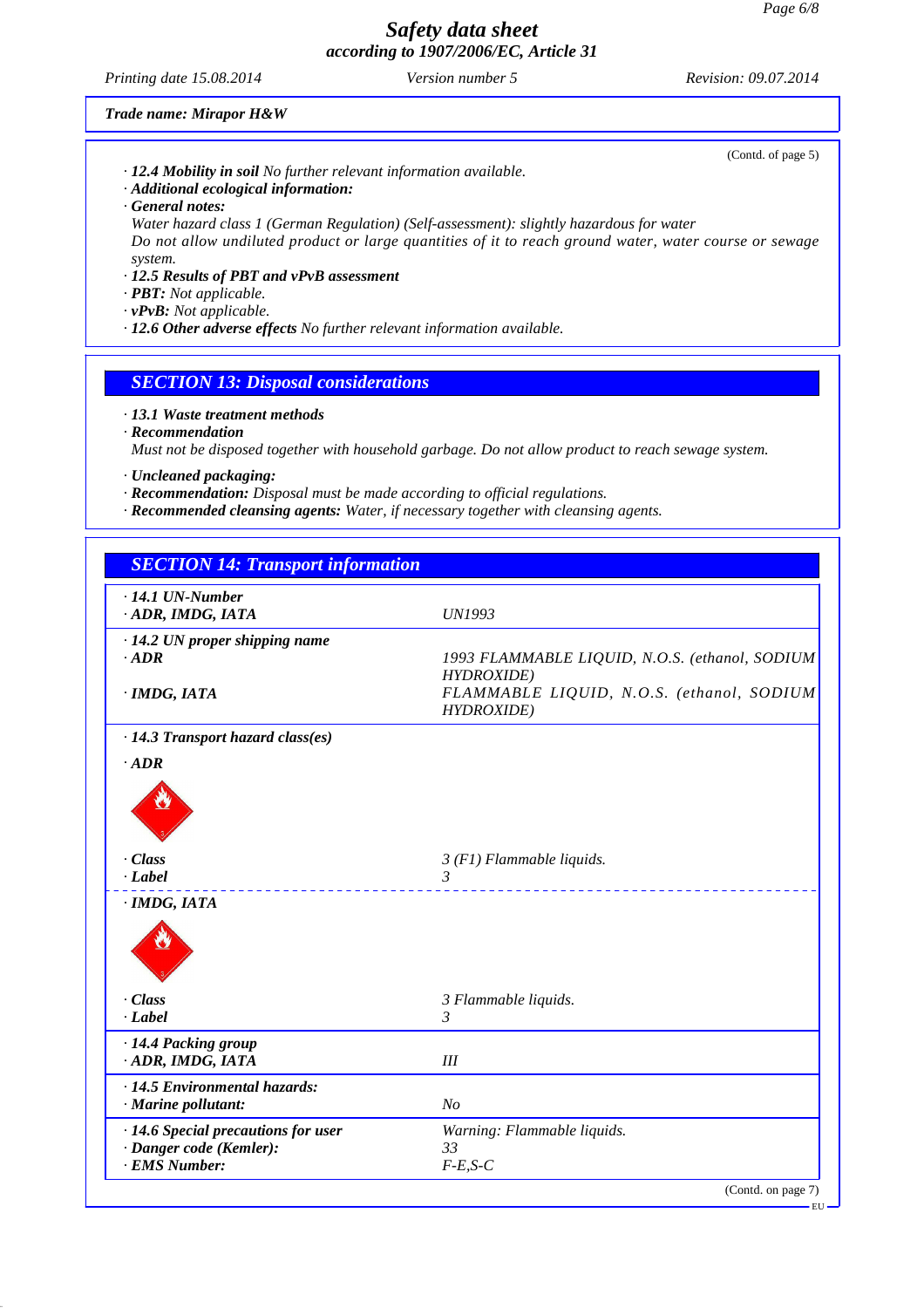**Trade name: Mirapor H&W**

(Contd. of page 5)

· **12.4 Mobility in soil** No further relevant information available.
· **Additional ecological information:**
· **General notes:**
Water hazard class 1 (German Regulation) (Self-assessment): slightly hazardous for water
Do not allow undiluted product or large quantities of it to reach ground water, water course or sewage system.
· **12.5 Results of PBT and vPvB assessment**
· **PBT:** Not applicable.
· **vPvB:** Not applicable.
· **12.6 Other adverse effects** No further relevant information available.

## SECTION 13: Disposal considerations

· **13.1 Waste treatment methods**
· **Recommendation**
Must not be disposed together with household garbage. Do not allow product to reach sewage system.

· **Uncleaned packaging:**
· **Recommendation:** Disposal must be made according to official regulations.
· **Recommended cleansing agents:** Water, if necessary together with cleansing agents.

## SECTION 14: Transport information

| | |
|---|---|
| · **14.1 UN-Number** | |
| · **ADR, IMDG, IATA** | UN1993 |
| · **14.2 UN proper shipping name** | |
| · **ADR** | 1993 FLAMMABLE LIQUID, N.O.S. (ethanol, SODIUM HYDROXIDE) |
| · **IMDG, IATA** | FLAMMABLE LIQUID, N.O.S. (ethanol, SODIUM HYDROXIDE) |
| · **14.3 Transport hazard class(es)** | |
| · **ADR** | |
| · **Class** | 3 (F1) Flammable liquids. |
| · **Label** | 3 |
| · **IMDG, IATA** | |
| · **Class** | 3 Flammable liquids. |
| · **Label** | 3 |
| · **14.4 Packing group** | |
| · **ADR, IMDG, IATA** | III |
| · **14.5 Environmental hazards:** | |
| · **Marine pollutant:** | No |
| · **14.6 Special precautions for user** | Warning: Flammable liquids. |
| · **Danger code (Kemler):** | 33 |
| · **EMS Number:** | F-E,S-C |

(Contd. on page 7)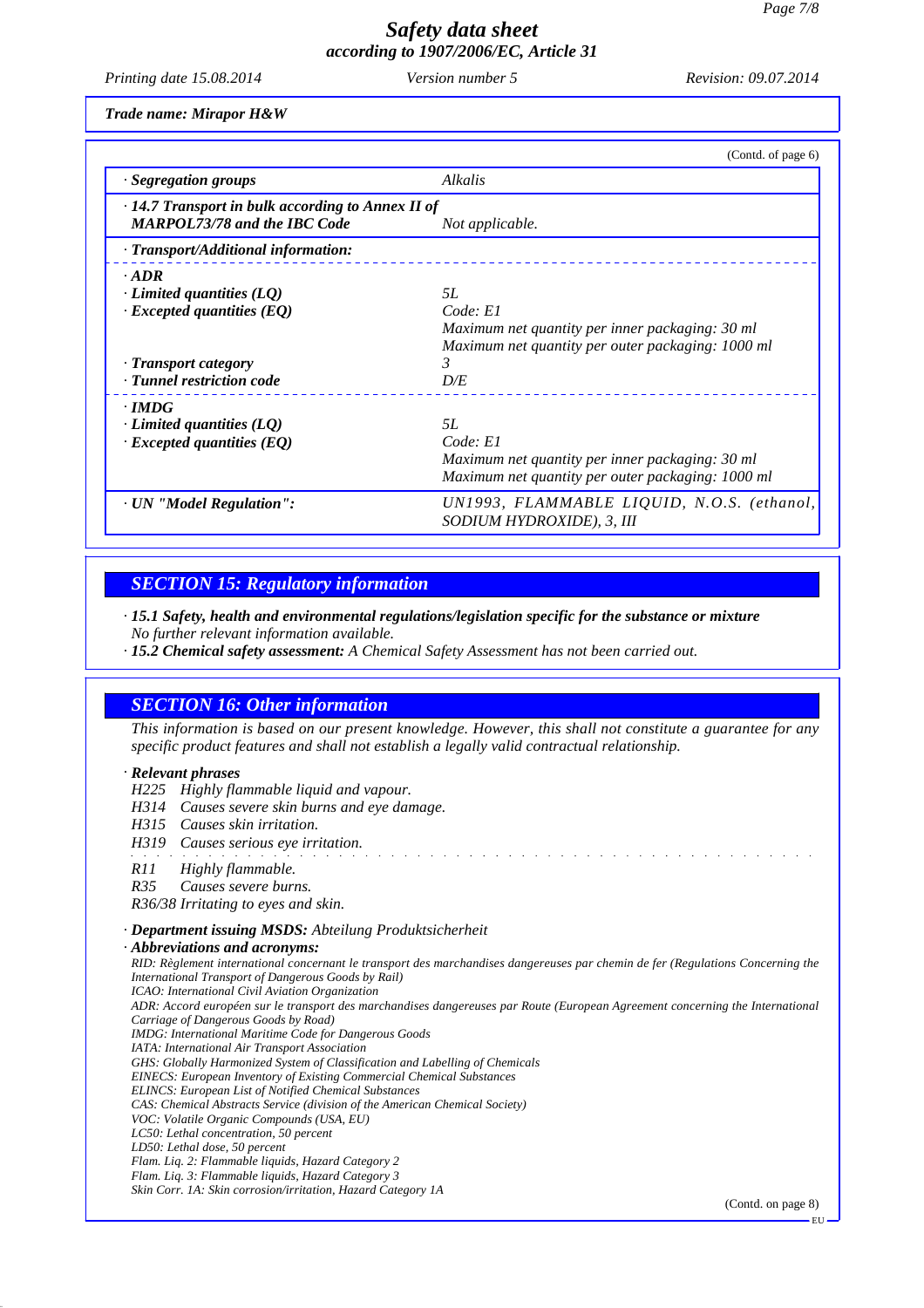Trade name: Mirapor H&W

(Contd. of page 6)

| | |
|---|---|
| · **Segregation groups** | Alkalis |
| · **14.7 Transport in bulk according to Annex II of MARPOL73/78 and the IBC Code** | Not applicable. |
| · **Transport/Additional information:** | |
| · **ADR** | |
| · **Limited quantities (LQ)** | 5L |
| · **Excepted quantities (EQ)** | Code: E1<br>Maximum net quantity per inner packaging: 30 ml<br>Maximum net quantity per outer packaging: 1000 ml |
| · **Transport category** | 3 |
| · **Tunnel restriction code** | D/E |
| · **IMDG** | |
| · **Limited quantities (LQ)** | 5L |
| · **Excepted quantities (EQ)** | Code: E1<br>Maximum net quantity per inner packaging: 30 ml<br>Maximum net quantity per outer packaging: 1000 ml |
| · **UN "Model Regulation":** | UN1993, FLAMMABLE LIQUID, N.O.S. (ethanol, SODIUM HYDROXIDE), 3, III |

## SECTION 15: Regulatory information

· **15.1 Safety, health and environmental regulations/legislation specific for the substance or mixture**
No further relevant information available.

· **15.2 Chemical safety assessment:** A Chemical Safety Assessment has not been carried out.

## SECTION 16: Other information

This information is based on our present knowledge. However, this shall not constitute a guarantee for any specific product features and shall not establish a legally valid contractual relationship.

· **Relevant phrases**

H225 Highly flammable liquid and vapour.
H314 Causes severe skin burns and eye damage.
H315 Causes skin irritation.
H319 Causes serious eye irritation.

R11 Highly flammable.
R35 Causes severe burns.
R36/38 Irritating to eyes and skin.

· **Department issuing MSDS:** Abteilung Produktsicherheit

· **Abbreviations and acronyms:**

RID: Règlement international concernant le transport des marchandises dangereuses par chemin de fer (Regulations Concerning the International Transport of Dangerous Goods by Rail)
ICAO: International Civil Aviation Organization
ADR: Accord européen sur le transport des marchandises dangereuses par Route (European Agreement concerning the International Carriage of Dangerous Goods by Road)
IMDG: International Maritime Code for Dangerous Goods
IATA: International Air Transport Association
GHS: Globally Harmonized System of Classification and Labelling of Chemicals
EINECS: European Inventory of Existing Commercial Chemical Substances
ELINCS: European List of Notified Chemical Substances
CAS: Chemical Abstracts Service (division of the American Chemical Society)
VOC: Volatile Organic Compounds (USA, EU)
LC50: Lethal concentration, 50 percent
LD50: Lethal dose, 50 percent
Flam. Liq. 2: Flammable liquids, Hazard Category 2
Flam. Liq. 3: Flammable liquids, Hazard Category 3
Skin Corr. 1A: Skin corrosion/irritation, Hazard Category 1A

(Contd. on page 8)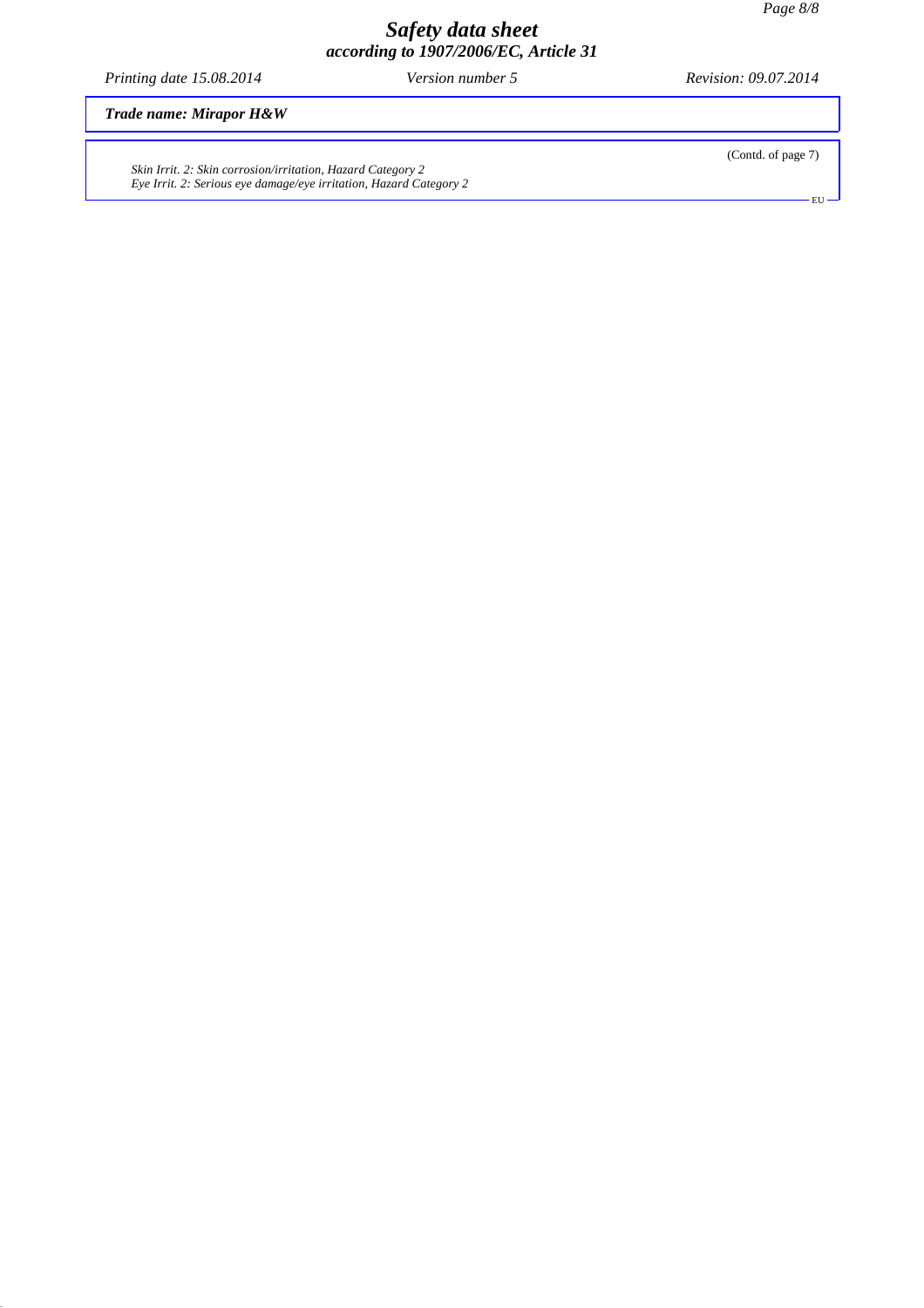(Contd. of page 7)

*Skin Irrit. 2: Skin corrosion/irritation, Hazard Category 2*
*Eye Irrit. 2: Serious eye damage/eye irritation, Hazard Category 2*